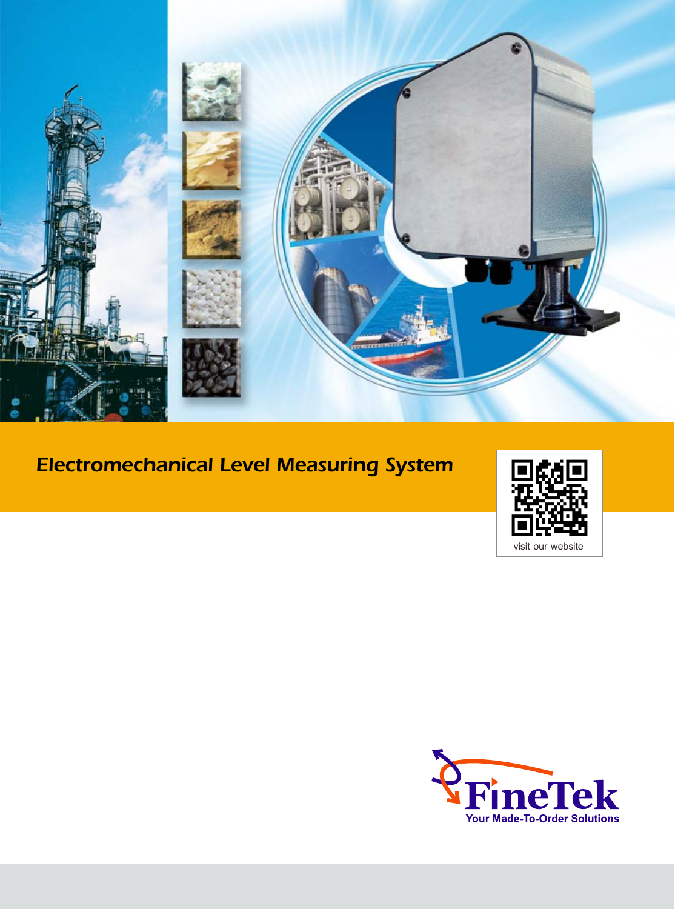# Electromechanical Level Measuring System

visit our website

FineTek
Your Made-To-Order Solutions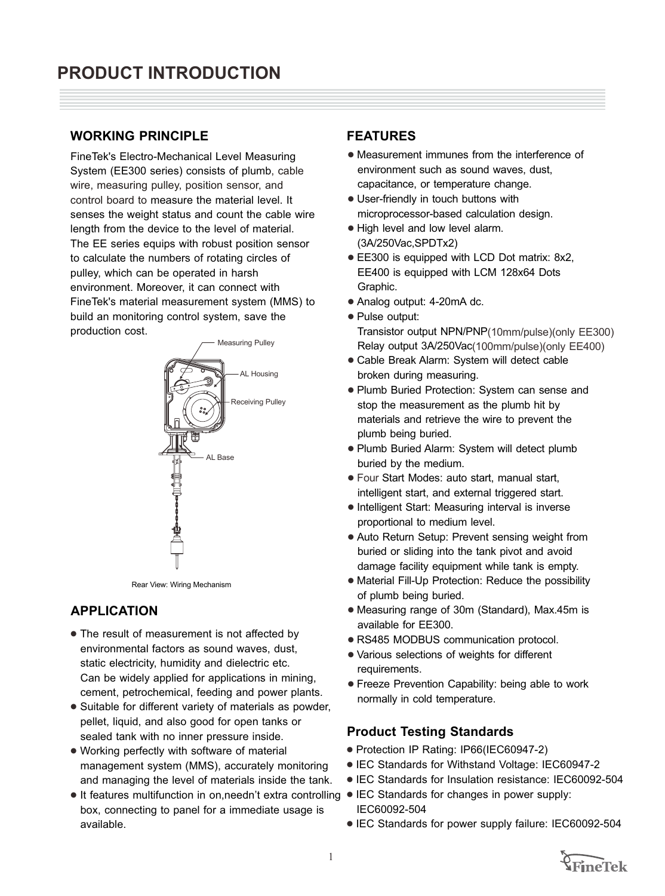# PRODUCT INTRODUCTION

## WORKING PRINCIPLE

FineTek's Electro-Mechanical Level Measuring System (EE300 series) consists of plumb, cable wire, measuring pulley, position sensor, and control board to measure the material level. It senses the weight status and count the cable wire length from the device to the level of material. The EE series equips with robust position sensor to calculate the numbers of rotating circles of pulley, which can be operated in harsh environment. Moreover, it can connect with FineTek's material measurement system (MMS) to build an monitoring control system, save the production cost.

Measuring Pulley

AL Housing

Receiving Pulley

AL Base

Rear View: Wiring Mechanism

## APPLICATION

- The result of measurement is not affected by environmental factors as sound waves, dust, static electricity, humidity and dielectric etc. Can be widely applied for applications in mining, cement, petrochemical, feeding and power plants.
- Suitable for different variety of materials as powder, pellet, liquid, and also good for open tanks or sealed tank with no inner pressure inside.
- Working perfectly with software of material management system (MMS), accurately monitoring and managing the level of materials inside the tank.
- It features multifunction in on,needn't extra controlling box, connecting to panel for a immediate usage is available.

## FEATURES

- Measurement immunes from the interference of environment such as sound waves, dust, capacitance, or temperature change.
- User-friendly in touch buttons with microprocessor-based calculation design.
- High level and low level alarm. (3A/250Vac,SPDTx2)
- EE300 is equipped with LCD Dot matrix: 8x2, EE400 is equipped with LCM 128x64 Dots Graphic.
- Analog output: 4-20mA dc.
- Pulse output:
  Transistor output NPN/PNP(10mm/pulse)(only EE300)
  Relay output 3A/250Vac(100mm/pulse)(only EE400)
- Cable Break Alarm: System will detect cable broken during measuring.
- Plumb Buried Protection: System can sense and stop the measurement as the plumb hit by materials and retrieve the wire to prevent the plumb being buried.
- Plumb Buried Alarm: System will detect plumb buried by the medium.
- Four Start Modes: auto start, manual start, intelligent start, and external triggered start.
- Intelligent Start: Measuring interval is inverse proportional to medium level.
- Auto Return Setup: Prevent sensing weight from buried or sliding into the tank pivot and avoid damage facility equipment while tank is empty.
- Material Fill-Up Protection: Reduce the possibility of plumb being buried.
- Measuring range of 30m (Standard), Max.45m is available for EE300.
- RS485 MODBUS communication protocol.
- Various selections of weights for different requirements.
- Freeze Prevention Capability: being able to work normally in cold temperature.

### Product Testing Standards

- Protection IP Rating: IP66(IEC60947-2)
- IEC Standards for Withstand Voltage: IEC60947-2
- IEC Standards for Insulation resistance: IEC60092-504
- IEC Standards for changes in power supply: IEC60092-504
- IEC Standards for power supply failure: IEC60092-504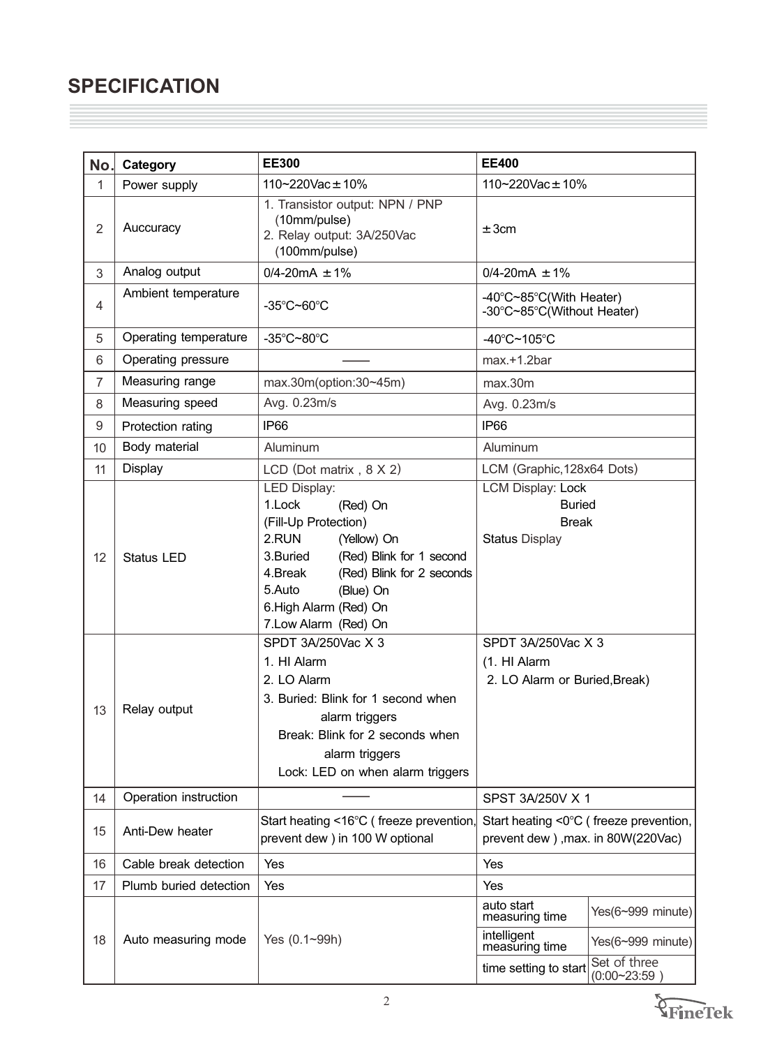## SPECIFICATION

| No. | Category | EE300 | EE400 | |
|---|---|---|---|---|
| 1 | Power supply | 110~220Vac±10% | 110~220Vac±10% | |
| 2 | Auccuracy | 1. Transistor output: NPN / PNP (10mm/pulse)<br>2. Relay output: 3A/250Vac (100mm/pulse) | ±3cm | |
| 3 | Analog output | 0/4-20mA ±1% | 0/4-20mA ±1% | |
| 4 | Ambient temperature | -35°C~60°C | -40°C~85°C(With Heater)<br>-30°C~85°C(Without Heater) | |
| 5 | Operating temperature | -35°C~80°C | -40°C~105°C | |
| 6 | Operating pressure | —— | max.+1.2bar | |
| 7 | Measuring range | max.30m(option:30~45m) | max.30m | |
| 8 | Measuring speed | Avg. 0.23m/s | Avg. 0.23m/s | |
| 9 | Protection rating | IP66 | IP66 | |
| 10 | Body material | Aluminum | Aluminum | |
| 11 | Display | LCD (Dot matrix , 8 X 2) | LCM (Graphic,128x64 Dots) | |
| 12 | Status LED | LED Display:<br>1.Lock (Red) On<br>(Fill-Up Protection)<br>2.RUN (Yellow) On<br>3.Buried (Red) Blink for 1 second<br>4.Break (Red) Blink for 2 seconds<br>5.Auto (Blue) On<br>6.High Alarm (Red) On<br>7.Low Alarm (Red) On | LCM Display: Lock<br>Buried<br>Break<br>Status Display | |
| 13 | Relay output | SPDT 3A/250Vac X 3<br>1. HI Alarm<br>2. LO Alarm<br>3. Buried: Blink for 1 second when alarm triggers<br>Break: Blink for 2 seconds when alarm triggers<br>Lock: LED on when alarm triggers | SPDT 3A/250Vac X 3<br>(1. HI Alarm<br>2. LO Alarm or Buried,Break) | |
| 14 | Operation instruction | —— | SPST 3A/250V X 1 | |
| 15 | Anti-Dew heater | Start heating <16°C ( freeze prevention, prevent dew ) in 100 W optional | Start heating <0°C ( freeze prevention, prevent dew ) ,max. in 80W(220Vac) | |
| 16 | Cable break detection | Yes | Yes | |
| 17 | Plumb buried detection | Yes | Yes | |
| 18 | Auto measuring mode | Yes (0.1~99h) | auto start measuring time | Yes(6~999 minute) |
| | | | intelligent measuring time | Yes(6~999 minute) |
| | | | time setting to start | Set of three (0:00~23:59 ) |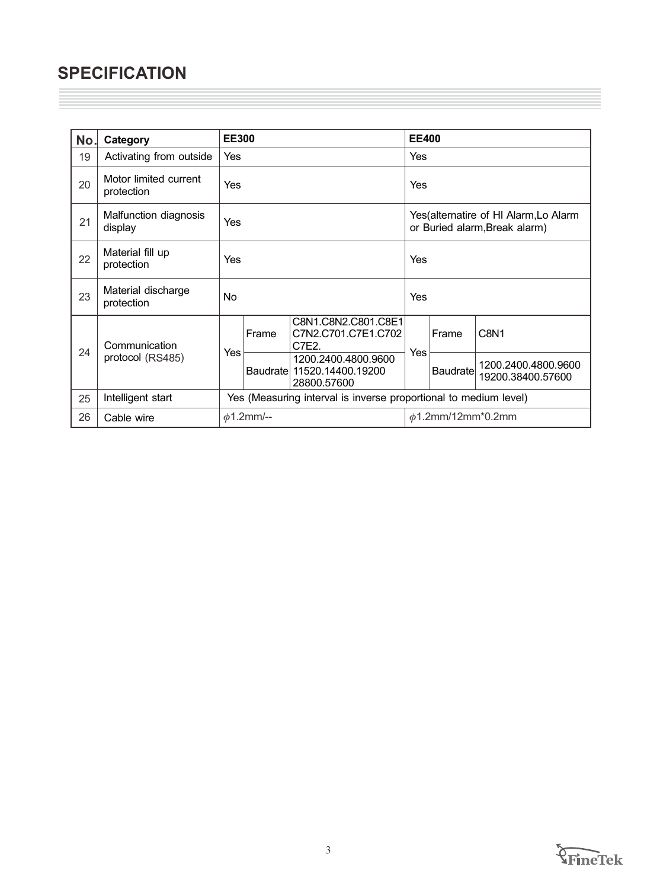## SPECIFICATION

| No. | Category | EE300 | | | EE400 | | |
|---|---|---|---|---|---|---|---|
| 19 | Activating from outside | Yes | | | Yes | | |
| 20 | Motor limited current protection | Yes | | | Yes | | |
| 21 | Malfunction diagnosis display | Yes | | | Yes(alternatire of HI Alarm,Lo Alarm or Buried alarm,Break alarm) | | |
| 22 | Material fill up protection | Yes | | | Yes | | |
| 23 | Material discharge protection | No | | | Yes | | |
| 24 | Communication protocol (RS485) | Yes | Frame | C8N1.C8N2.C801.C8E1 C7N2.C701.C7E1.C702 C7E2. | Yes | Frame | C8N1 |
| | | | Baudrate | 1200.2400.4800.9600 11520.14400.19200 28800.57600 | | Baudrate | 1200.2400.4800.9600 19200.38400.57600 |
| 25 | Intelligent start | Yes (Measuring interval is inverse proportional to medium level) | | | | | |
| 26 | Cable wire | $\phi$1.2mm/-- | | | $\phi$1.2mm/12mm*0.2mm | | |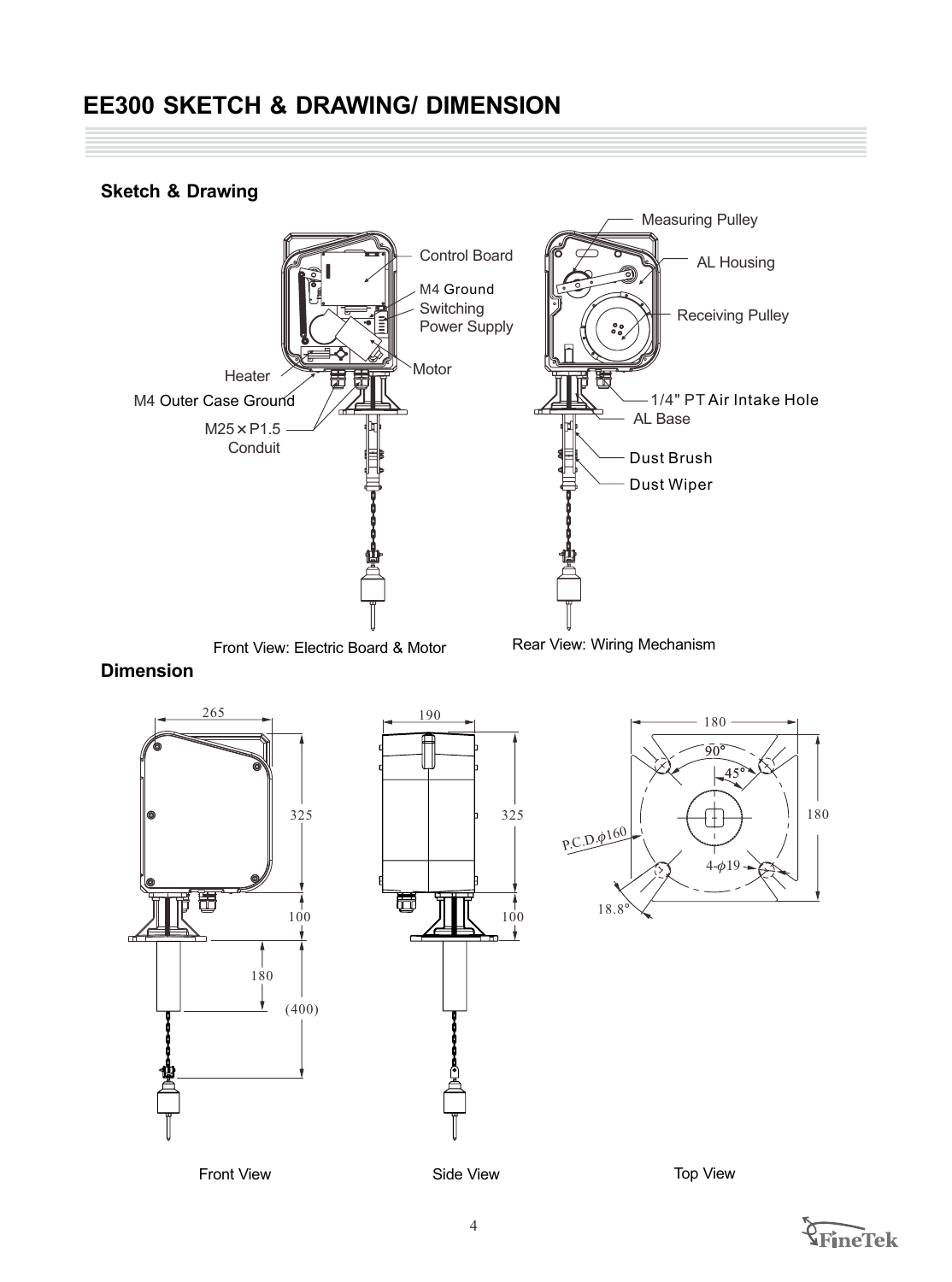# EE300 SKETCH & DRAWING/ DIMENSION

## Sketch & Drawing

Control Board

M4 Ground

Switching Power Supply

Motor

Heater

M4 Outer Case Ground

M25×P1.5 Conduit

Measuring Pulley

AL Housing

Receiving Pulley

1/4" PT Air Intake Hole

AL Base

Dust Brush

Dust Wiper

Front View: Electric Board & Motor

Rear View: Wiring Mechanism

## Dimension

265

325

100

180

(400)

190

325

100

180

90°

45°

180

P.C.D.$\phi$160

4-$\phi$19

18.8°

Front View

Side View

Top View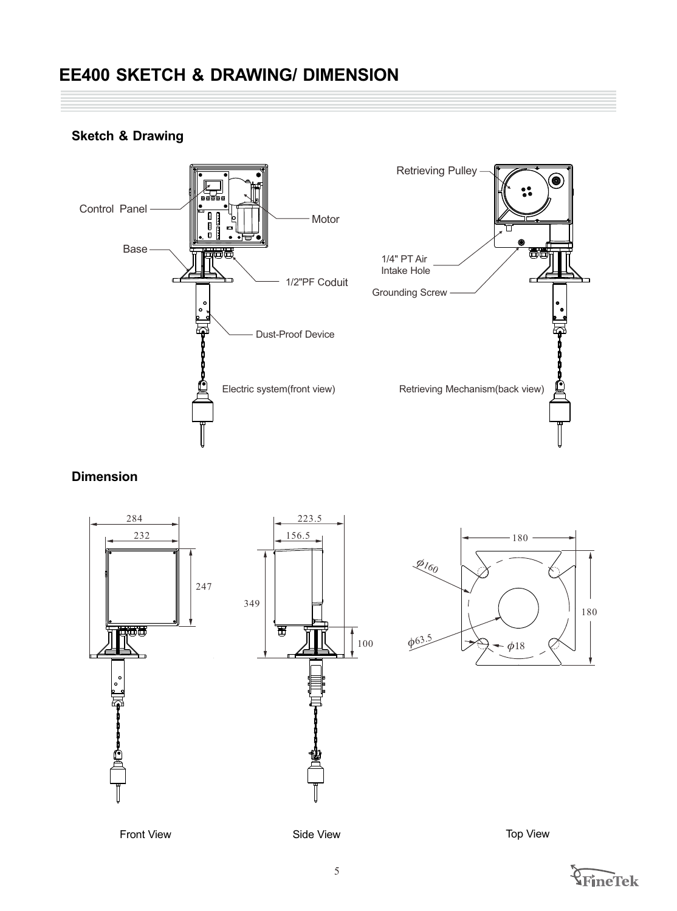# EE400 SKETCH & DRAWING/ DIMENSION

## Sketch & Drawing

Control Panel

Motor

Base

1/2"PF Coduit

Dust-Proof Device

Electric system(front view)

Retrieving Pulley

1/4" PT Air Intake Hole

Grounding Screw

Retrieving Mechanism(back view)

## Dimension

284

232

247

223.5

156.5

349

100

180

180

$\phi 160$

$\phi 63.5$

$\phi 18$

Front View

Side View

Top View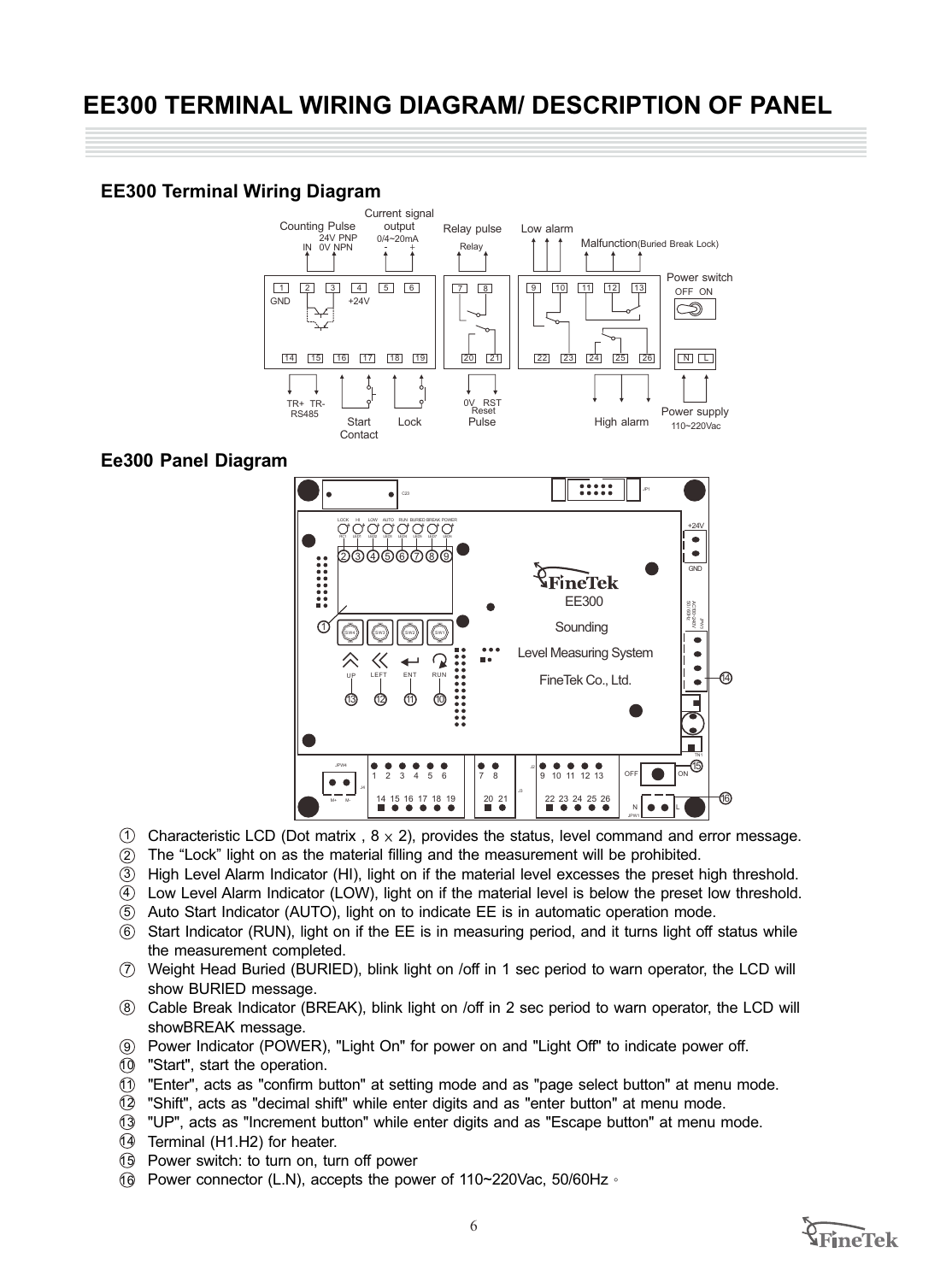# EE300 TERMINAL WIRING DIAGRAM/ DESCRIPTION OF PANEL

## EE300 Terminal Wiring Diagram

## Ee300 Panel Diagram

1. Characteristic LCD (Dot matrix , 8 × 2), provides the status, level command and error message.
2. The “Lock” light on as the material filling and the measurement will be prohibited.
3. High Level Alarm Indicator (HI), light on if the material level excesses the preset high threshold.
4. Low Level Alarm Indicator (LOW), light on if the material level is below the preset low threshold.
5. Auto Start Indicator (AUTO), light on to indicate EE is in automatic operation mode.
6. Start Indicator (RUN), light on if the EE is in measuring period, and it turns light off status while the measurement completed.
7. Weight Head Buried (BURIED), blink light on /off in 1 sec period to warn operator, the LCD will show BURIED message.
8. Cable Break Indicator (BREAK), blink light on /off in 2 sec period to warn operator, the LCD will showBREAK message.
9. Power Indicator (POWER), "Light On" for power on and "Light Off" to indicate power off.
10. "Start", start the operation.
11. "Enter", acts as "confirm button" at setting mode and as "page select button" at menu mode.
12. "Shift", acts as "decimal shift" while enter digits and as "enter button" at menu mode.
13. "UP", acts as "Increment button" while enter digits and as "Escape button" at menu mode.
14. Terminal (H1.H2) for heater.
15. Power switch: to turn on, turn off power
16. Power connector (L.N), accepts the power of 110~220Vac, 50/60Hz。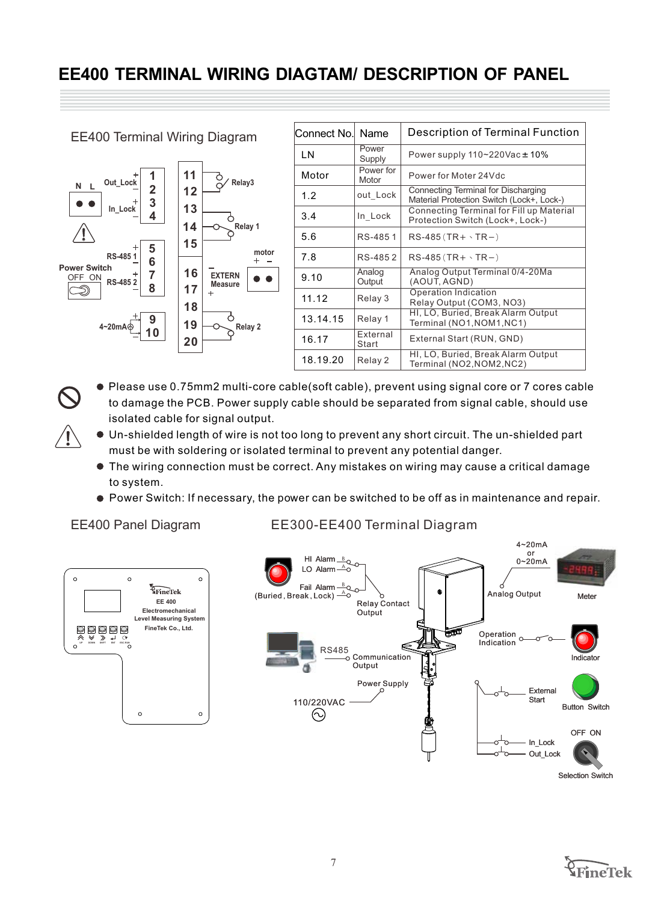# EE400 TERMINAL WIRING DIAGTAM/ DESCRIPTION OF PANEL

EE400 Terminal Wiring Diagram

| Connect No. | Name | Description of Terminal Function |
|---|---|---|
| LN | Power Supply | Power supply 110~220Vac ± 10% |
| Motor | Power for Motor | Power for Moter 24Vdc |
| 1.2 | out_Lock | Connecting Terminal for Discharging Material Protection Switch (Lock+, Lock-) |
| 3.4 | In_Lock | Connecting Terminal for Fill up Material Protection Switch (Lock+, Lock-) |
| 5.6 | RS-485 1 | RS-485（TR+、TR−） |
| 7.8 | RS-485 2 | RS-485（TR+、TR−） |
| 9.10 | Analog Output | Analog Output Terminal 0/4-20Ma (AOUT, AGND) |
| 11.12 | Relay 3 | Operation Indication Relay Output (COM3, NO3) |
| 13.14.15 | Relay 1 | HI, LO, Buried, Break Alarm Output Terminal (NO1,NOM1,NC1) |
| 16.17 | External Start | External Start (RUN, GND) |
| 18.19.20 | Relay 2 | HI, LO, Buried, Break Alarm Output Terminal (NO2,NOM2,NC2) |

- Please use 0.75mm2 multi-core cable(soft cable), prevent using signal core or 7 cores cable to damage the PCB. Power supply cable should be separated from signal cable, should use isolated cable for signal output.
- Un-shielded length of wire is not too long to prevent any short circuit. The un-shielded part must be with soldering or isolated terminal to prevent any potential danger.
- The wiring connection must be correct. Any mistakes on wiring may cause a critical damage to system.
- Power Switch: If necessary, the power can be switched to be off as in maintenance and repair.

EE400 Panel Diagram

EE300-EE400 Terminal Diagram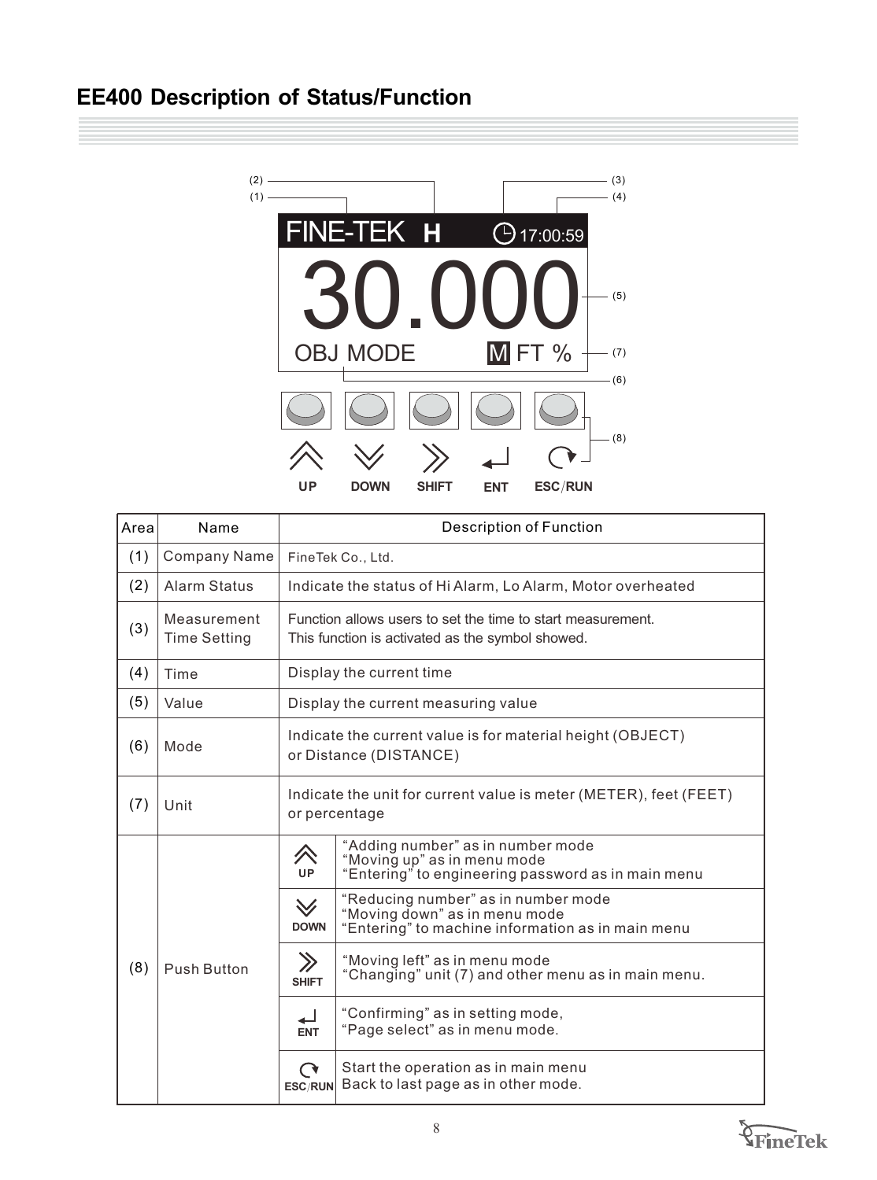# EE400 Description of Status/Function

(2) (1) FINE-TEK H (3) (4) 17:00:59

30.000 (5)

OBJ MODE M FT % (7)

(6)

(8)

UP DOWN SHIFT ENT ESC/RUN

| Area | Name | Description of Function | |
|---|---|---|---|
| (1) | Company Name | FineTek Co., Ltd. | |
| (2) | Alarm Status | Indicate the status of Hi Alarm, Lo Alarm, Motor overheated | |
| (3) | Measurement Time Setting | Function allows users to set the time to start measurement.<br>This function is activated as the symbol showed. | |
| (4) | Time | Display the current time | |
| (5) | Value | Display the current measuring value | |
| (6) | Mode | Indicate the current value is for material height (OBJECT) or Distance (DISTANCE) | |
| (7) | Unit | Indicate the unit for current value is meter (METER), feet (FEET) or percentage | |
| (8) | Push Button | UP | "Adding number" as in number mode<br>"Moving up" as in menu mode<br>"Entering" to engineering password as in main menu |
| | | DOWN | "Reducing number" as in number mode<br>"Moving down" as in menu mode<br>"Entering" to machine information as in main menu |
| | | SHIFT | "Moving left" as in menu mode<br>"Changing" unit (7) and other menu as in main menu. |
| | | ENT | "Confirming" as in setting mode,<br>"Page select" as in menu mode. |
| | | ESC/RUN | Start the operation as in main menu<br>Back to last page as in other mode. |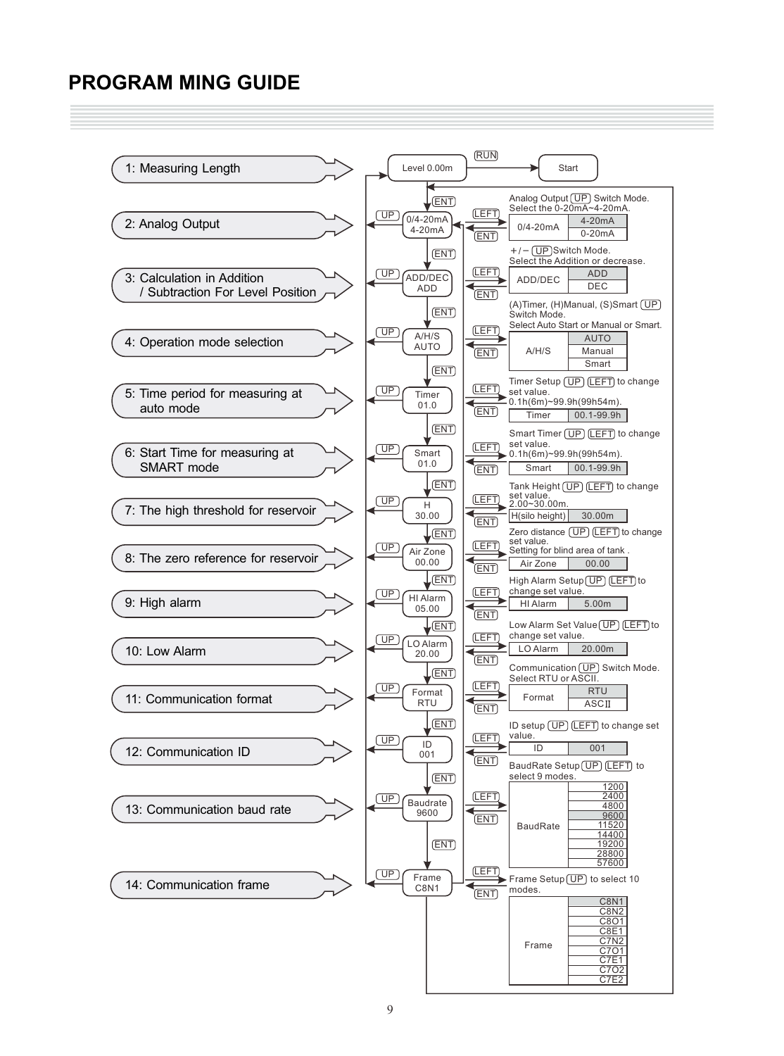# PROGRAM MING GUIDE

| Step | Display | Description | Options / Range |
|---|---|---|---|
| 1: Measuring Length | Level 0.00m | (RUN) → Start | |
| 2: Analog Output | 0/4-20mA 4-20mA | Analog Output (UP) Switch Mode. Select the 0-20mA~4-20mA. | 0/4-20mA: 4-20mA / 0-20mA |
| 3: Calculation in Addition / Subtraction For Level Position | ADD/DEC ADD | +/− (UP) Switch Mode. Select the Addition or decrease. | ADD/DEC: ADD / DEC |
| 4: Operation mode selection | A/H/S AUTO | (A)Timer, (H)Manual, (S)Smart (UP) Switch Mode. Select Auto Start or Manual or Smart. | A/H/S: AUTO / Manual / Smart |
| 5: Time period for measuring at auto mode | Timer 01.0 | Timer Setup (UP) (LEFT) to change set value. 0.1h(6m)~99.9h(99h54m). | Timer: 00.1-99.9h |
| 6: Start Time for measuring at SMART mode | Smart 01.0 | Smart Timer (UP) (LEFT) to change set value. 0.1h(6m)~99.9h(99h54m). | Smart: 00.1-99.9h |
| 7: The high threshold for reservoir | H 30.00 | Tank Height (UP) (LEFT) to change set value. 2.00~30.00m. | H(silo height): 30.00m |
| 8: The zero reference for reservoir | Air Zone 00.00 | Zero distance (UP) (LEFT) to change set value. Setting for blind area of tank . | Air Zone: 00.00 |
| 9: High alarm | HI Alarm 05.00 | High Alarm Setup (UP) (LEFT) to change set value. | HI Alarm: 5.00m |
| 10: Low Alarm | LO Alarm 20.00 | Low Alarm Set Value (UP) (LEFT) to change set value. | LO Alarm: 20.00m |
| 11: Communication format | Format RTU | Communication (UP) Switch Mode. Select RTU or ASCII. | Format: RTU / ASCII |
| 12: Communication ID | ID 001 | ID setup (UP) (LEFT) to change set value. | ID: 001 |
| 13: Communication baud rate | Baudrate 9600 | BaudRate Setup (UP) (LEFT) to select 9 modes. | BaudRate: 1200 / 2400 / 4800 / 9600 / 11520 / 14400 / 19200 / 28800 / 57600 |
| 14: Communication frame | Frame C8N1 | Frame Setup (UP) to select 10 modes. | Frame: C8N1 / C8N2 / C8O1 / C8E1 / C7N2 / C7O1 / C7E1 / C7O2 / C7E2 |

Navigation: (ENT) moves to the next menu item; (UP) returns to the left; (LEFT) enters the setting; (ENT) confirms and returns.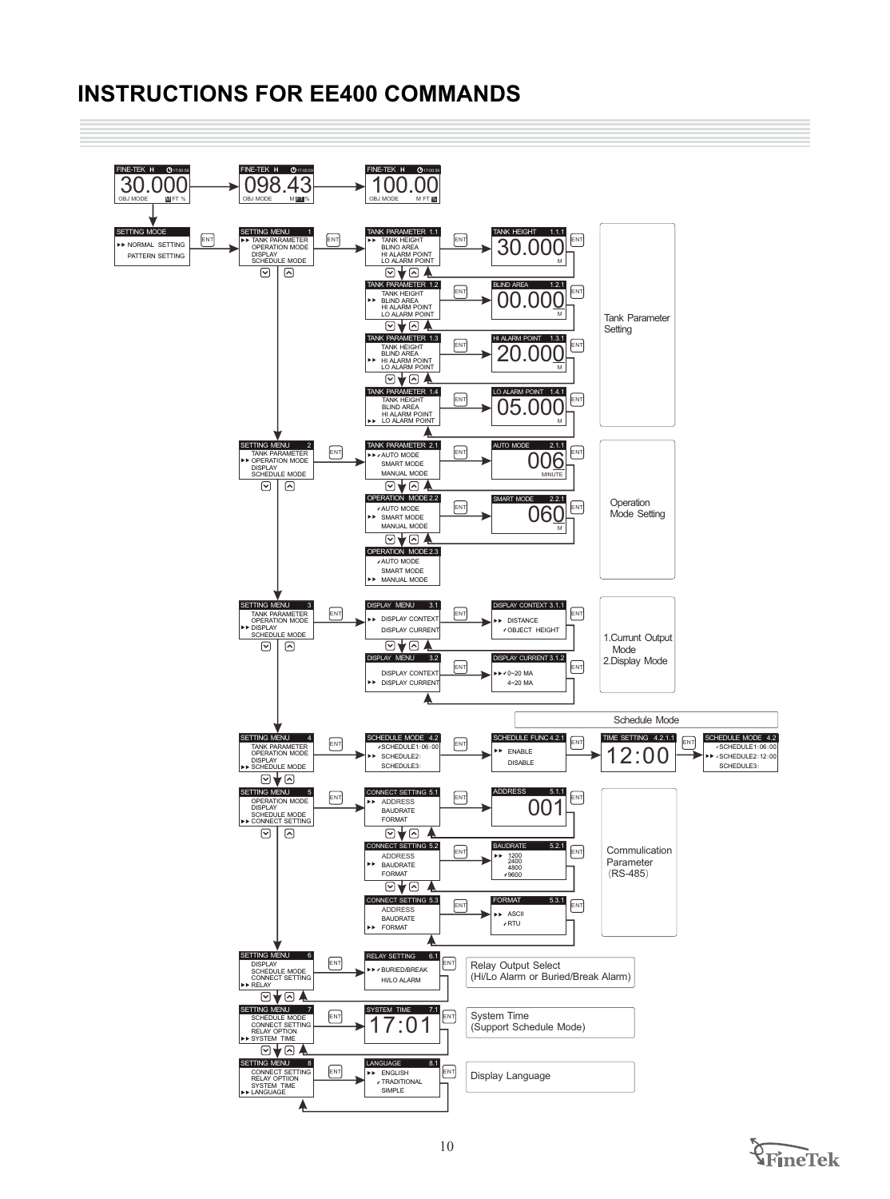# INSTRUCTIONS FOR EE400 COMMANDS

FINE-TEK H 17:00:59
30.000
OBJ MODE M FT %

FINE-TEK H 17:00:59
098.43
OBJ MODE M FT %

FINE-TEK H 17:00:59
100.00
OBJ MODE M FT %

SETTING MODE
▶▶ NORMAL SETTING
PATTERN SETTING

ENT

## Tank Parameter Setting

SETTING MENU 1
▶▶ TANK PARAMETER
OPERATION MODE
DISPLAY
SCHEDULE MODE

TANK PARAMETER 1.1
▶▶ TANK HEIGHT
BLINO AREA
HI ALARM POINT
LO ALARM POINT

→ ENT → TANK HEIGHT 1.1.1: 30.000 M

TANK PARAMETER 1.2
TANK HEIGHT
▶▶ BLIND AREA
HI ALARM POINT
LO ALARM POINT

→ ENT → BLIND AREA 1.2.1: 00.000 M

TANK PARAMETER 1.3
TANK HEIGHT
BLIND AREA
▶▶ HI ALARM POINT
LO ALARM POINT

→ ENT → HI ALARM POINT 1.3.1: 20.000 M

TANK PARAMETER 1.4
TANK HEIGHT
BLIND AREA
HI ALARM POINT
▶▶ LO ALARM POINT

→ ENT → LO ALARM POINT 1.4.1: 05.000 M

## Operation Mode Setting

SETTING MENU 2
TANK PARAMETER
▶▶ OPERATION MODE
DISPLAY
SCHEDULE MODE

TANK PARAMETER 2.1
▶▶✓ AUTO MODE
SMART MODE
MANUAL MODE

→ ENT → AUTO MODE 2.1.1: 006 MINUTE

OPERATION MODE 2.2
✓AUTO MODE
▶▶ SMART MODE
MANUAL MODE

→ ENT → SMART MODE 2.2.1: 060 M

OPERATION MODE 2.3
✓AUTO MODE
SMART MODE
▶▶ MANUAL MODE

## 1.Currunt Output Mode 2.Display Mode

SETTING MENU 3
TANK PARAMETER
OPERATION MODE
▶▶ DISPLAY
SCHEDULE MODE

DISPLAY MENU 3.1
▶▶ DISPLAY CONTEXT
DISPLAY CURRENT

→ ENT → DISPLAY CONTEXT 3.1.1
▶▶ DISTANCE
✓OBJECT HEIGHT

DISPLAY MENU 3.2
DISPLAY CONTEXT
▶▶ DISPLAY CURRENT

→ ENT → DISPLAY CURRENT 3.1.2
▶▶✓0~20 MA
4~20 MA

## Schedule Mode

SETTING MENU 4
TANK PARAMETER
OPERATION MODE
DISPLAY
▶▶ SCHEDULE MODE

SCHEDULE MODE 4.2
✓SCHEDULE1:06:00
▶▶ SCHEDULE2:
SCHEDULE3:

→ ENT → SCHEDULE FUNC 4.2.1
▶▶ ENABLE
DISABLE

→ ENT → TIME SETTING 4.2.1.1: 12:00

→ ENT → SCHEDULE MODE 4.2
✓SCHEDULE1:06:00
▶▶✓SCHEDULE2:12:00
SCHEDULE3:

## Commulication Parameter (RS-485)

SETTING MENU 5
OPERATION MODE
DISPLAY
SCHEDULE MODE
▶▶ CONNECT SETTING

CONNECT SETTING 5.1
▶▶ ADDRESS
BAUDRATE
FORMAT

→ ENT → ADDRESS 5.1.1: 001

CONNECT SETTING 5.2
ADDRESS
▶▶ BAUDRATE
FORMAT

→ ENT → BAUDRATE 5.2.1
▶▶ 1200
2400
4800
✓9600

CONNECT SETTING 5.3
ADDRESS
BAUDRATE
▶▶ FORMAT

→ ENT → FORMAT 5.3.1
▶▶ ASCII
✓RTU

## Relay Output Select (Hi/Lo Alarm or Buried/Break Alarm)

SETTING MENU 6
DISPLAY
SCHEDULE MODE
CONNECT SETTING
▶▶ RELAY

RELAY SETTING 6.1
▶▶✓BURIED/BREAK
HI/LO ALARM

## System Time (Support Schedule Mode)

SETTING MENU 7
SCHEDULE MODE
CONNECT SETTING
RELAY OPTION
▶▶ SYSTEM TIME

SYSTEM TIME 7.1: 17:01

## Display Language

SETTING MENU 8
CONNECT SETTING
RELAY OPTIION
SYSTEM TIME
▶▶ LANGUAGE

LANGUAGE 8.1
▶▶ ENGLISH
✓TRADITIONAL
SIMPLE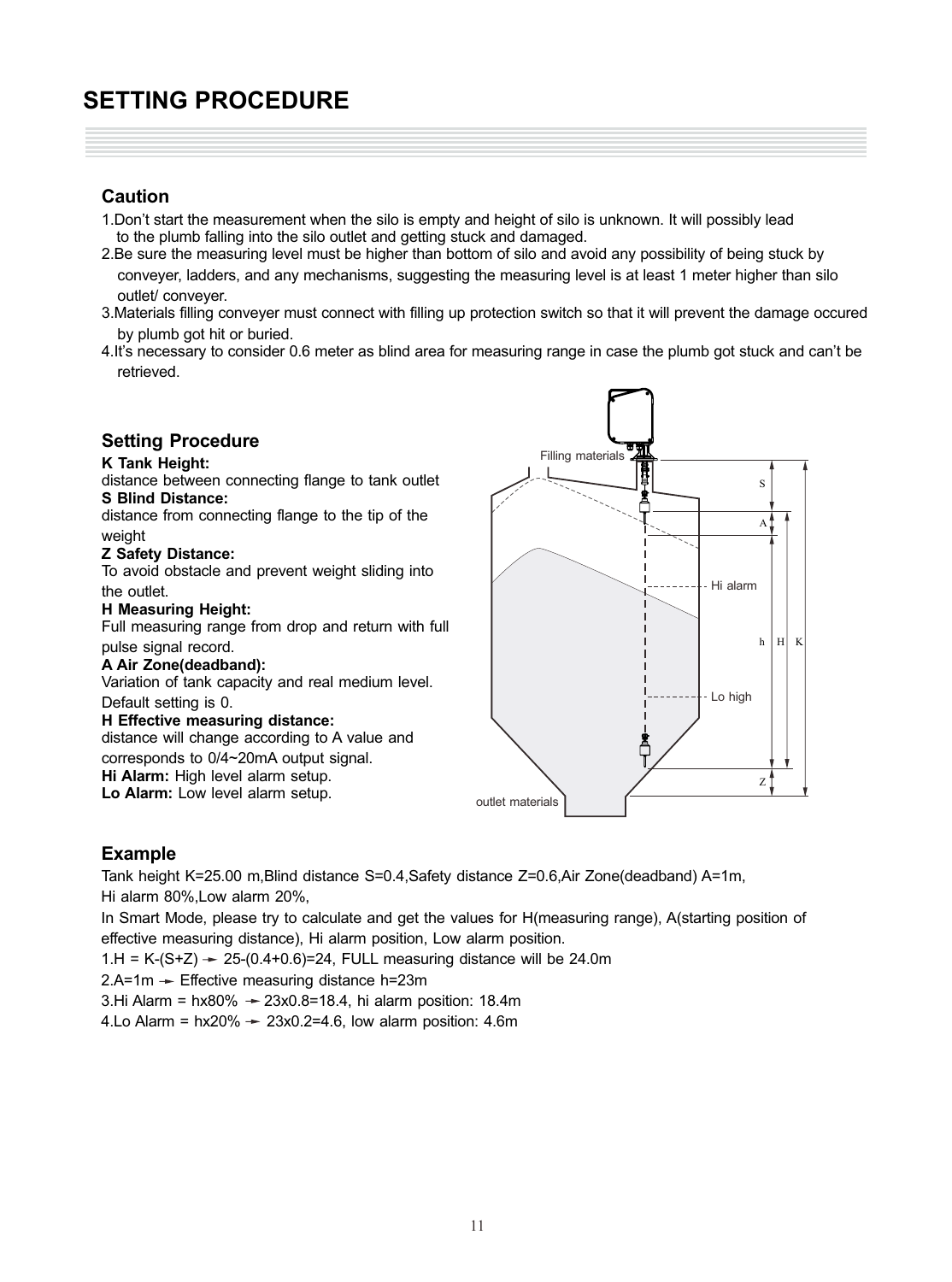# SETTING PROCEDURE

## Caution

1. Don't start the measurement when the silo is empty and height of silo is unknown. It will possibly lead to the plumb falling into the silo outlet and getting stuck and damaged.
2. Be sure the measuring level must be higher than bottom of silo and avoid any possibility of being stuck by conveyer, ladders, and any mechanisms, suggesting the measuring level is at least 1 meter higher than silo outlet/ conveyer.
3. Materials filling conveyer must connect with filling up protection switch so that it will prevent the damage occured by plumb got hit or buried.
4. It's necessary to consider 0.6 meter as blind area for measuring range in case the plumb got stuck and can't be retrieved.

## Setting Procedure

**K Tank Height:**
distance between connecting flange to tank outlet

**S Blind Distance:**
distance from connecting flange to the tip of the weight

**Z Safety Distance:**
To avoid obstacle and prevent weight sliding into the outlet.

**H Measuring Height:**
Full measuring range from drop and return with full pulse signal record.

**A Air Zone(deadband):**
Variation of tank capacity and real medium level. Default setting is 0.

**H Effective measuring distance:**
distance will change according to A value and corresponds to 0/4~20mA output signal.

**Hi Alarm:** High level alarm setup.

**Lo Alarm:** Low level alarm setup.

Filling materials

S

A

Hi alarm

h H K

Lo high

Z

outlet materials

## Example

Tank height K=25.00 m,Blind distance S=0.4,Safety distance Z=0.6,Air Zone(deadband) A=1m, Hi alarm 80%,Low alarm 20%,

In Smart Mode, please try to calculate and get the values for H(measuring range), A(starting position of effective measuring distance), Hi alarm position, Low alarm position.

1.H = K-(S+Z) ➔ 25-(0.4+0.6)=24, FULL measuring distance will be 24.0m

2.A=1m ➔ Effective measuring distance h=23m

3.Hi Alarm = hx80% ➔ 23x0.8=18.4, hi alarm position: 18.4m

4.Lo Alarm = hx20% ➔ 23x0.2=4.6, low alarm position: 4.6m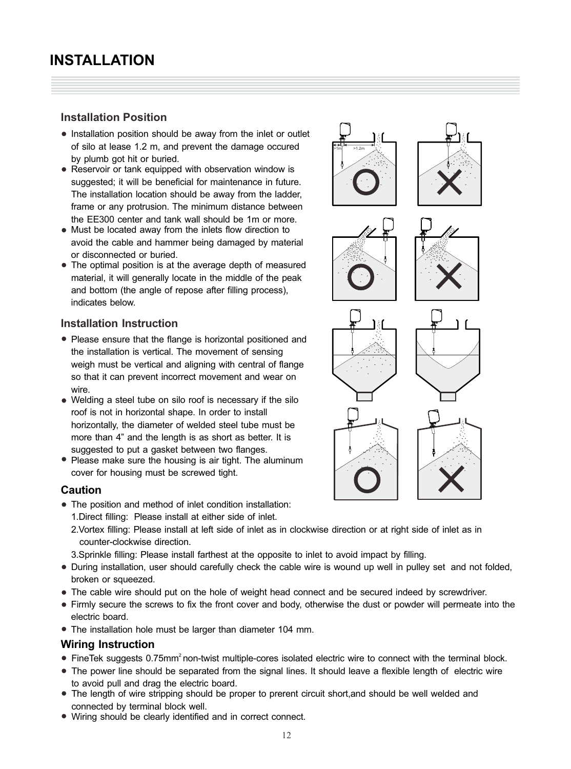# INSTALLATION

## Installation Position

- Installation position should be away from the inlet or outlet of silo at lease 1.2 m, and prevent the damage occured by plumb got hit or buried.
- Reservoir or tank equipped with observation window is suggested; it will be beneficial for maintenance in future. The installation location should be away from the ladder, frame or any protrusion. The minimum distance between the EE300 center and tank wall should be 1m or more.
- Must be located away from the inlets flow direction to avoid the cable and hammer being damaged by material or disconnected or buried.
- The optimal position is at the average depth of measured material, it will generally locate in the middle of the peak and bottom (the angle of repose after filling process), indicates below.

## Installation Instruction

- Please ensure that the flange is horizontal positioned and the installation is vertical. The movement of sensing weigh must be vertical and aligning with central of flange so that it can prevent incorrect movement and wear on wire.
- Welding a steel tube on silo roof is necessary if the silo roof is not in horizontal shape. In order to install horizontally, the diameter of welded steel tube must be more than 4" and the length is as short as better. It is suggested to put a gasket between two flanges.
- Please make sure the housing is air tight. The aluminum cover for housing must be screwed tight.

## Caution

- The position and method of inlet condition installation:
  1. Direct filling: Please install at either side of inlet.
  2. Vortex filling: Please install at left side of inlet as in clockwise direction or at right side of inlet as in counter-clockwise direction.
  3. Sprinkle filling: Please install farthest at the opposite to inlet to avoid impact by filling.
- During installation, user should carefully check the cable wire is wound up well in pulley set and not folded, broken or squeezed.
- The cable wire should put on the hole of weight head connect and be secured indeed by screwdriver.
- Firmly secure the screws to fix the front cover and body, otherwise the dust or powder will permeate into the electric board.
- The installation hole must be larger than diameter 104 mm.

## Wiring Instruction

- FineTek suggests 0.75mm$^2$ non-twist multiple-cores isolated electric wire to connect with the terminal block.
- The power line should be separated from the signal lines. It should leave a flexible length of electric wire to avoid pull and drag the electric board.
- The length of wire stripping should be proper to prerent circuit short,and should be well welded and connected by terminal block well.
- Wiring should be clearly identified and in correct connect.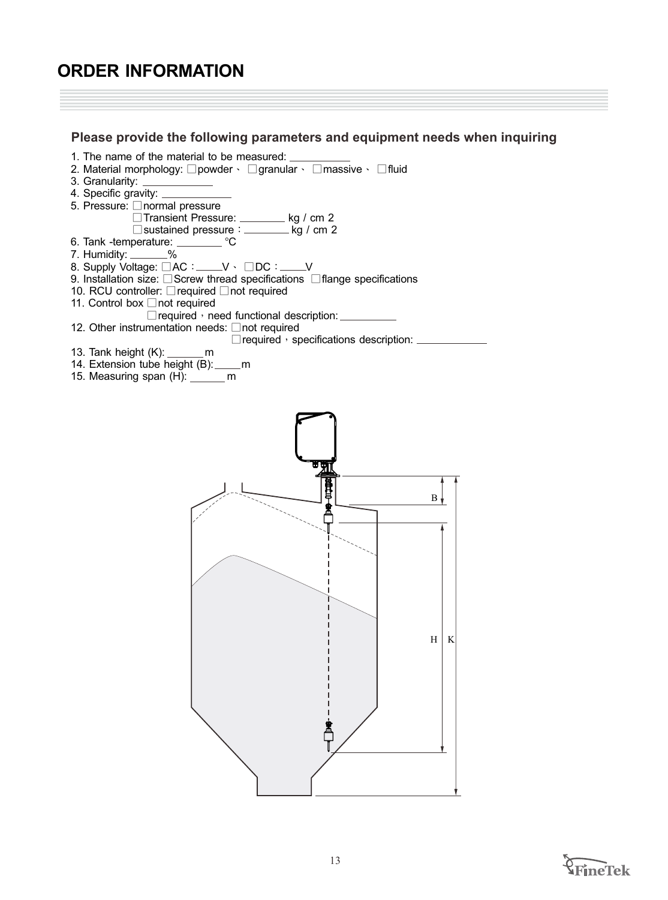# ORDER INFORMATION

### Please provide the following parameters and equipment needs when inquiring

1. The name of the material to be measured: ___________
2. Material morphology: □powder、 □granular、 □massive、 □fluid
3. Granularity: ____________
4. Specific gravity: ____________
5. Pressure: □normal pressure
   □Transient Pressure: ________ kg / cm 2
   □sustained pressure：________ kg / cm 2
6. Tank -temperature: ________ ℃
7. Humidity: _______%
8. Supply Voltage: □AC：_____V、 □DC：_____V
9. Installation size: □Screw thread specifications □flange specifications
10. RCU controller: □required □not required
11. Control box □not required
    □required，need functional description: __________
12. Other instrumentation needs: □not required
    □required，specifications description: ____________
13. Tank height (K): _______ m
14. Extension tube height (B): _____ m
15. Measuring span (H): ______ m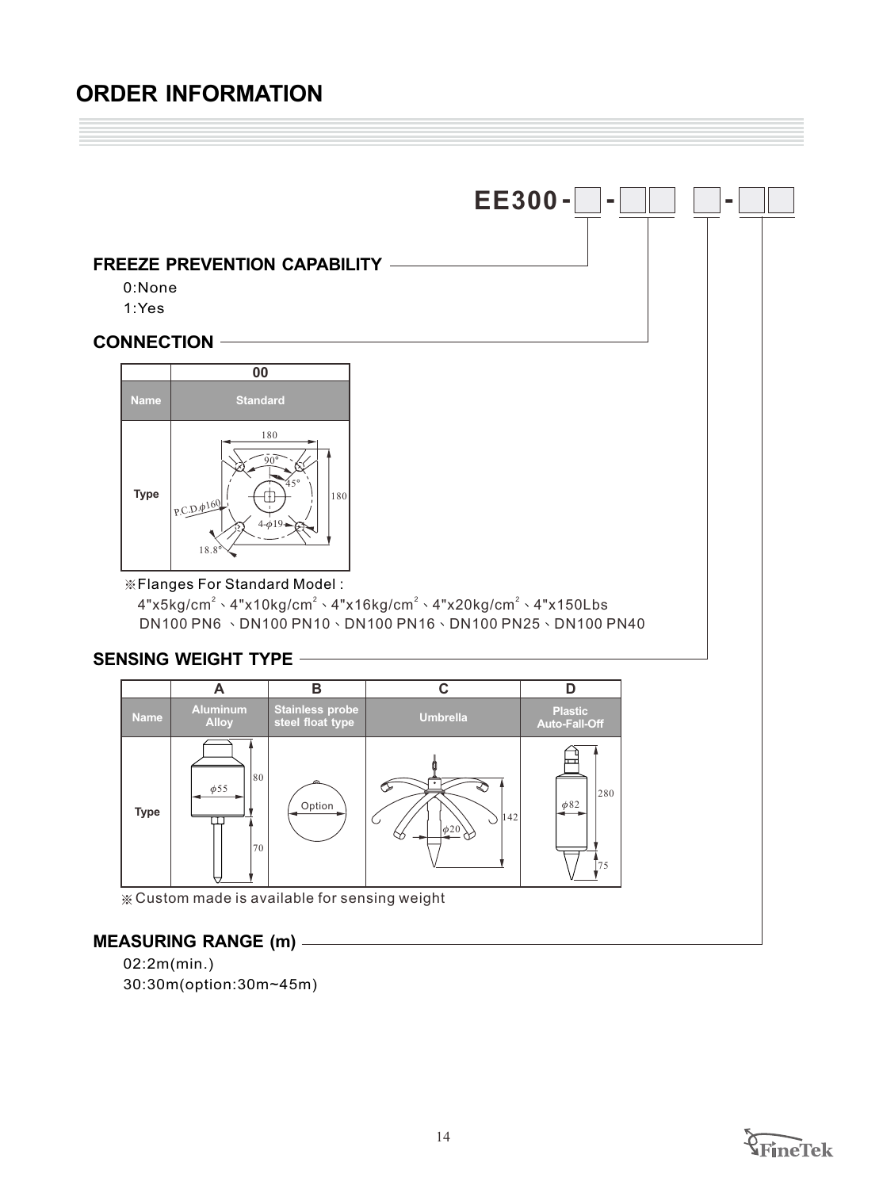# ORDER INFORMATION

**EE300 - [ ] - [ ][ ] [ ] - [ ][ ]**

## FREEZE PREVENTION CAPABILITY

0:None
1:Yes

## CONNECTION

| | 00 |
|---|---|
| Name | Standard |
| Type | 180, 90°, 45°, 180, P.C.D.$\phi$160, 4-$\phi$19, 18.8° |

※Flanges For Standard Model :
4"x5kg/cm$^2$、4"x10kg/cm$^2$、4"x16kg/cm$^2$、4"x20kg/cm$^2$、4"x150Lbs
DN100 PN6 、DN100 PN10、DN100 PN16、DN100 PN25、DN100 PN40

## SENSING WEIGHT TYPE

| | A | B | C | D |
|---|---|---|---|---|
| Name | Aluminum Alloy | Stainless probe steel float type | Umbrella | Plastic Auto-Fall-Off |
| Type | $\phi$55, 80, 70 | Option | $\phi$20, 142 | $\phi$82, 280, 75 |

※ Custom made is available for sensing weight

## MEASURING RANGE (m)

02:2m(min.)
30:30m(option:30m~45m)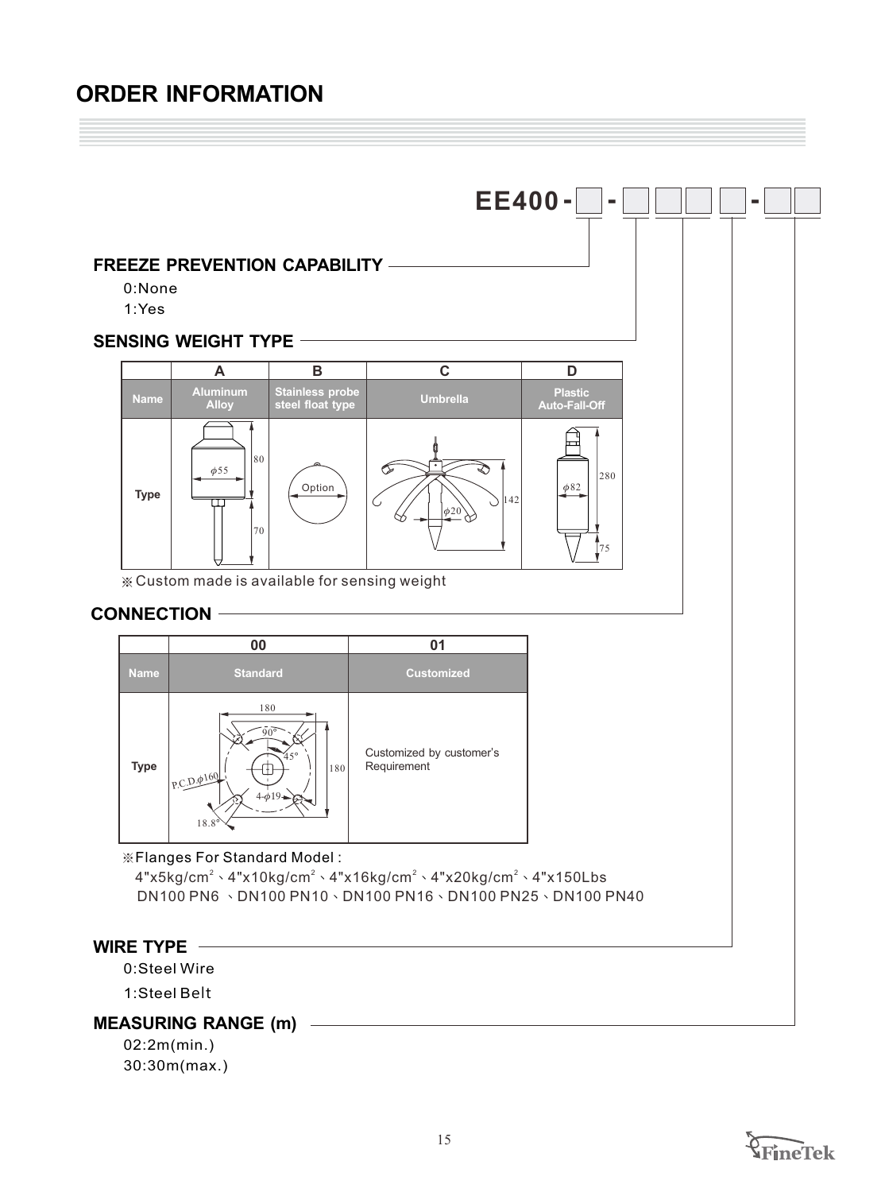# ORDER INFORMATION

**EE400 - [ ] - [ ] [ ] [ ] - [ ] [ ]**

## FREEZE PREVENTION CAPABILITY

0:None

1:Yes

## SENSING WEIGHT TYPE

| | A | B | C | D |
|---|---|---|---|---|
| Name | Aluminum Alloy | Stainless probe steel float type | Umbrella | Plastic Auto-Fall-Off |
| Type | φ55, 80, 70 | Option | φ20, 142 | φ82, 280, 75 |

※Custom made is available for sensing weight

## CONNECTION

| | 00 | 01 |
|---|---|---|
| Name | Standard | Customized |
| Type | 180, 180, 90°, 45°, P.C.D.φ160, 4-φ19, 18.8° | Customized by customer's Requirement |

※Flanges For Standard Model :

4"x5kg/cm$^2$、4"x10kg/cm$^2$、4"x16kg/cm$^2$、4"x20kg/cm$^2$、4"x150Lbs

DN100 PN6 、DN100 PN10、DN100 PN16、DN100 PN25、DN100 PN40

## WIRE TYPE

0:Steel Wire

1:Steel Belt

## MEASURING RANGE (m)

02:2m(min.)

30:30m(max.)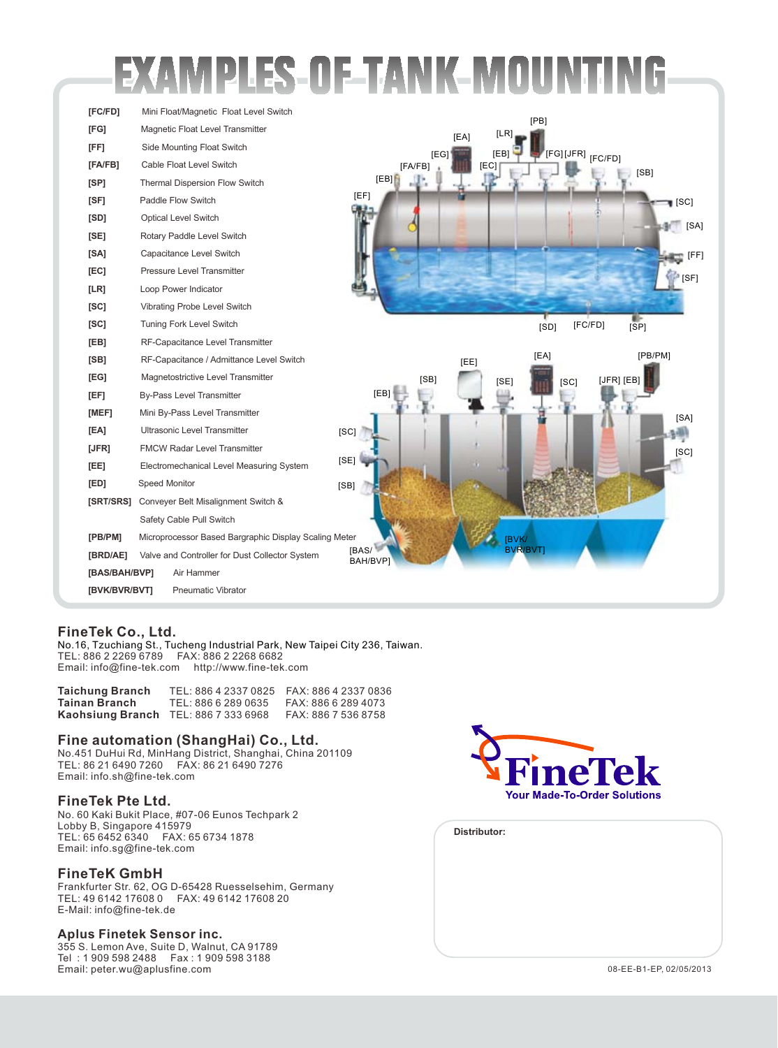# EXAMPLES OF TANK MOUNTING

| | |
|---|---|
| [FC/FD] | Mini Float/Magnetic Float Level Switch |
| [FG] | Magnetic Float Level Transmitter |
| [FF] | Side Mounting Float Switch |
| [FA/FB] | Cable Float Level Switch |
| [SP] | Thermal Dispersion Flow Switch |
| [SF] | Paddle Flow Switch |
| [SD] | Optical Level Switch |
| [SE] | Rotary Paddle Level Switch |
| [SA] | Capacitance Level Switch |
| [EC] | Pressure Level Transmitter |
| [LR] | Loop Power Indicator |
| [SC] | Vibrating Probe Level Switch |
| [SC] | Tuning Fork Level Switch |
| [EB] | RF-Capacitance Level Transmitter |
| [SB] | RF-Capacitance / Admittance Level Switch |
| [EG] | Magnetostrictive Level Transmitter |
| [EF] | By-Pass Level Transmitter |
| [MEF] | Mini By-Pass Level Transmitter |
| [EA] | Ultrasonic Level Transmitter |
| [JFR] | FMCW Radar Level Transmitter |
| [EE] | Electromechanical Level Measuring System |
| [ED] | Speed Monitor |
| [SRT/SRS] | Conveyer Belt Misalignment Switch & Safety Cable Pull Switch |
| [PB/PM] | Microprocessor Based Bargraphic Display Scaling Meter |
| [BRD/AE] | Valve and Controller for Dust Collector System |
| [BAS/BAH/BVP] | Air Hammer |
| [BVK/BVR/BVT] | Pneumatic Vibrator |

[PB] [EA] [LR] [EG] [EB] [FG] [JFR] [FC/FD] [FA/FB] [EC] [SB] [EB] [EF] [SC] [SA] [FF] [SF] [SD] [FC/FD] [SP]

[EE] [EA] [PB/PM] [SB] [SE] [SC] [JFR] [EB] [EB] [SA] [SC] [SC] [SE] [SB] [BAS/ BAH/BVP] [BVK/ BVR/BVT]

## FineTek Co., Ltd.
No.16, Tzuchiang St., Tucheng Industrial Park, New Taipei City 236, Taiwan.
TEL: 886 2 2269 6789 FAX: 886 2 2268 6682
Email: info@fine-tek.com http://www.fine-tek.com

| | | |
|---|---|---|
| **Taichung Branch** | TEL: 886 4 2337 0825 | FAX: 886 4 2337 0836 |
| **Tainan Branch** | TEL: 886 6 289 0635 | FAX: 886 6 289 4073 |
| **Kaohsiung Branch** | TEL: 886 7 333 6968 | FAX: 886 7 536 8758 |

## Fine automation (ShangHai) Co., Ltd.
No.451 DuHui Rd, MinHang District, Shanghai, China 201109
TEL: 86 21 6490 7260 FAX: 86 21 6490 7276
Email: info.sh@fine-tek.com

## FineTek Pte Ltd.
No. 60 Kaki Bukit Place, #07-06 Eunos Techpark 2
Lobby B, Singapore 415979
TEL: 65 6452 6340 FAX: 65 6734 1878
Email: info.sg@fine-tek.com

## FineTeK GmbH
Frankfurter Str. 62, OG D-65428 Ruesselsehim, Germany
TEL: 49 6142 17608 0 FAX: 49 6142 17608 20
E-Mail: info@fine-tek.de

## Aplus Finetek Sensor inc.
355 S. Lemon Ave, Suite D, Walnut, CA 91789
Tel : 1 909 598 2488 Fax : 1 909 598 3188
Email: peter.wu@aplusfine.com

FineTek
Your Made-To-Order Solutions

Distributor:

08-EE-B1-EP, 02/05/2013